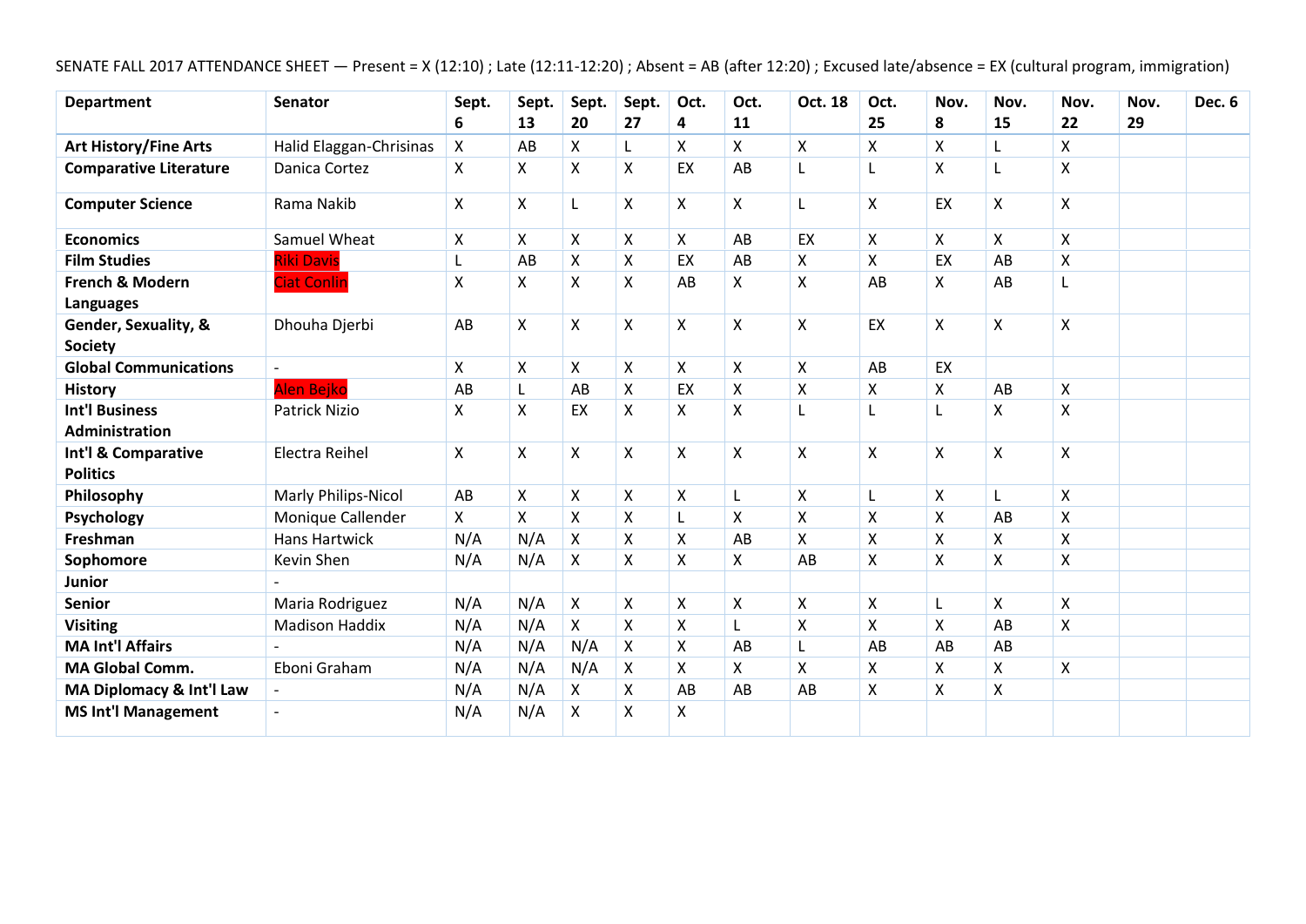SENATE FALL 2017 ATTENDANCE SHEET — Present = X (12:10) ; Late (12:11-12:20) ; Absent = AB (after 12:20) ; Excused late/absence = EX (cultural program, immigration)

| Department | Senator | Sept. 6 | Sept. 13 | Sept. 20 | Sept. 27 | Oct. 4 | Oct. 11 | Oct. 18 | Oct. 25 | Nov. 8 | Nov. 15 | Nov. 22 | Nov. 29 | Dec. 6 |
|---|---|---|---|---|---|---|---|---|---|---|---|---|---|---|
| **Art History/Fine Arts** | Halid Elaggan-Chrisinas | X | AB | X | L | X | X | X | X | X | L | X | | |
| **Comparative Literature** | Danica Cortez | X | X | X | X | EX | AB | L | L | X | L | X | | |
| **Computer Science** | Rama Nakib | X | X | L | X | X | X | L | X | EX | X | X | | |
| **Economics** | Samuel Wheat | X | X | X | X | X | AB | EX | X | X | X | X | | |
| **Film Studies** | Riki Davis | L | AB | X | X | EX | AB | X | X | EX | AB | X | | |
| **French & Modern Languages** | Ciat Conlin | X | X | X | X | AB | X | X | AB | X | AB | L | | |
| **Gender, Sexuality, & Society** | Dhouha Djerbi | AB | X | X | X | X | X | X | EX | X | X | X | | |
| **Global Communications** | - | X | X | X | X | X | X | X | AB | EX | | | | |
| **History** | Alen Bejko | AB | L | AB | X | EX | X | X | X | X | AB | X | | |
| **Int'l Business Administration** | Patrick Nizio | X | X | EX | X | X | X | L | L | L | X | X | | |
| **Int'l & Comparative Politics** | Electra Reihel | X | X | X | X | X | X | X | X | X | X | X | | |
| **Philosophy** | Marly Philips-Nicol | AB | X | X | X | X | L | X | L | X | L | X | | |
| **Psychology** | Monique Callender | X | X | X | X | L | X | X | X | X | AB | X | | |
| **Freshman** | Hans Hartwick | N/A | N/A | X | X | X | AB | X | X | X | X | X | | |
| **Sophomore** | Kevin Shen | N/A | N/A | X | X | X | X | AB | X | X | X | X | | |
| **Junior** | - | | | | | | | | | | | | | |
| **Senior** | Maria Rodriguez | N/A | N/A | X | X | X | X | X | X | L | X | X | | |
| **Visiting** | Madison Haddix | N/A | N/A | X | X | X | L | X | X | X | AB | X | | |
| **MA Int'l Affairs** | - | N/A | N/A | N/A | X | X | AB | L | AB | AB | AB | | | |
| **MA Global Comm.** | Eboni Graham | N/A | N/A | N/A | X | X | X | X | X | X | X | X | | |
| **MA Diplomacy & Int'l Law** | - | N/A | N/A | X | X | AB | AB | AB | X | X | X | | | |
| **MS Int'l Management** | - | N/A | N/A | X | X | X | | | | | | | | |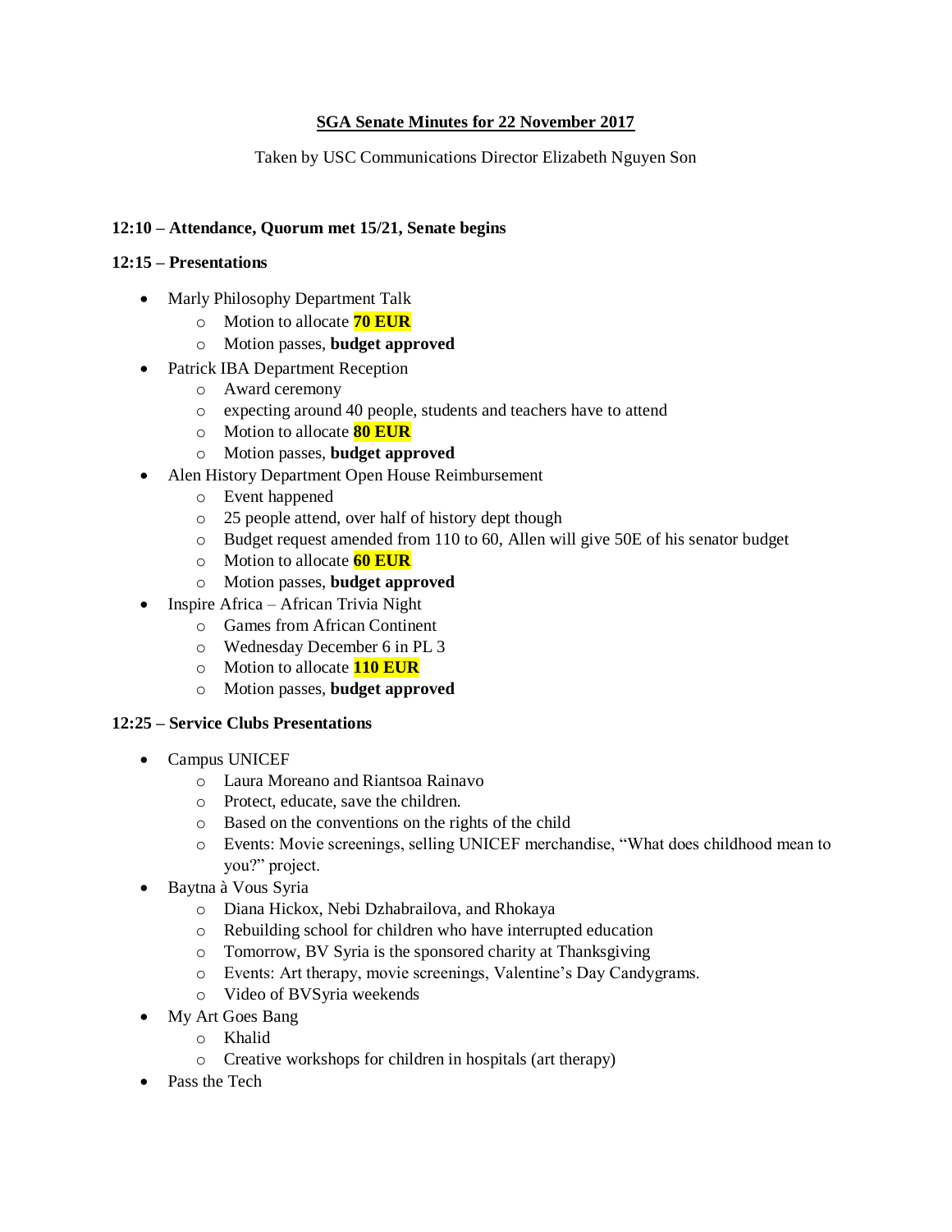**SGA Senate Minutes for 22 November 2017**

Taken by USC Communications Director Elizabeth Nguyen Son

**12:10 – Attendance, Quorum met 15/21, Senate begins**

**12:15 – Presentations**

- Marly Philosophy Department Talk
  - Motion to allocate **70 EUR**
  - Motion passes, **budget approved**
- Patrick IBA Department Reception
  - Award ceremony
  - expecting around 40 people, students and teachers have to attend
  - Motion to allocate **80 EUR**
  - Motion passes, **budget approved**
- Alen History Department Open House Reimbursement
  - Event happened
  - 25 people attend, over half of history dept though
  - Budget request amended from 110 to 60, Allen will give 50E of his senator budget
  - Motion to allocate **60 EUR**
  - Motion passes, **budget approved**
- Inspire Africa – African Trivia Night
  - Games from African Continent
  - Wednesday December 6 in PL 3
  - Motion to allocate **110 EUR**
  - Motion passes, **budget approved**

**12:25 – Service Clubs Presentations**

- Campus UNICEF
  - Laura Moreano and Riantsoa Rainavo
  - Protect, educate, save the children.
  - Based on the conventions on the rights of the child
  - Events: Movie screenings, selling UNICEF merchandise, "What does childhood mean to you?" project.
- Baytna à Vous Syria
  - Diana Hickox, Nebi Dzhabrailova, and Rhokaya
  - Rebuilding school for children who have interrupted education
  - Tomorrow, BV Syria is the sponsored charity at Thanksgiving
  - Events: Art therapy, movie screenings, Valentine's Day Candygrams.
  - Video of BVSyria weekends
- My Art Goes Bang
  - Khalid
  - Creative workshops for children in hospitals (art therapy)
- Pass the Tech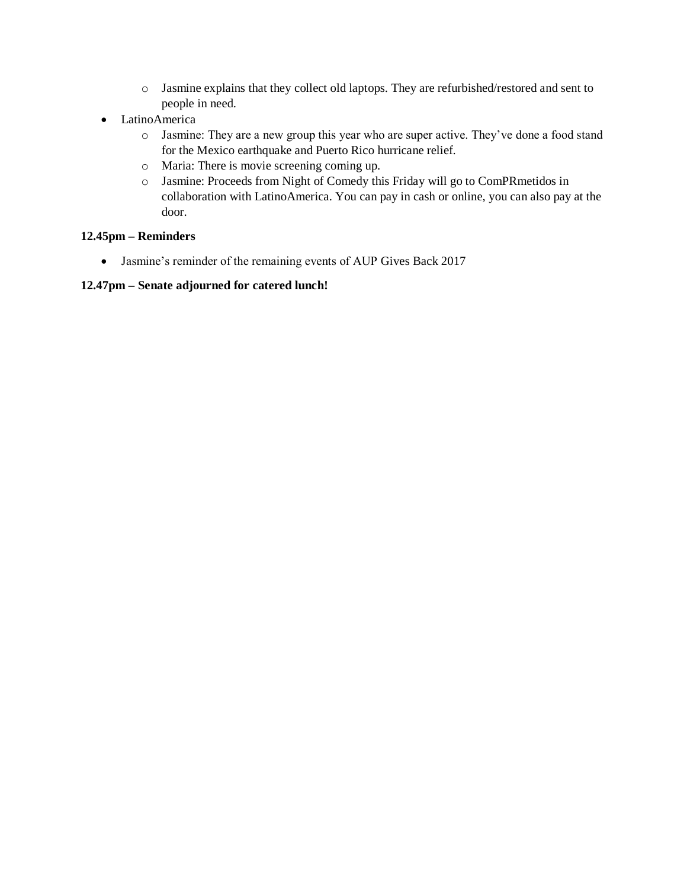- Jasmine explains that they collect old laptops. They are refurbished/restored and sent to people in need.
- LatinoAmerica
  - Jasmine: They are a new group this year who are super active. They've done a food stand for the Mexico earthquake and Puerto Rico hurricane relief.
  - Maria: There is movie screening coming up.
  - Jasmine: Proceeds from Night of Comedy this Friday will go to ComPRmetidos in collaboration with LatinoAmerica. You can pay in cash or online, you can also pay at the door.

**12.45pm – Reminders**

- Jasmine's reminder of the remaining events of AUP Gives Back 2017

**12.47pm – Senate adjourned for catered lunch!**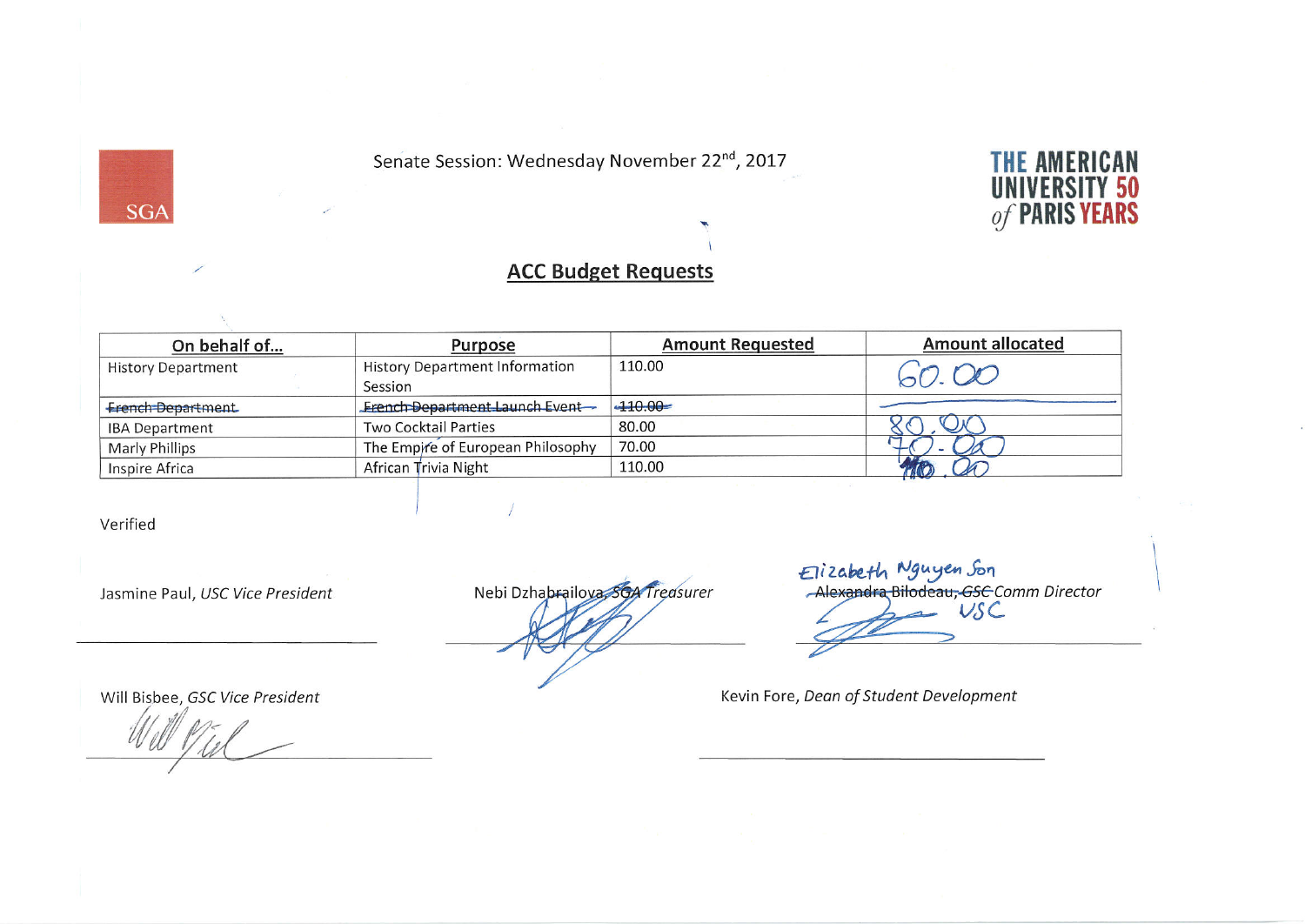SGA

Senate Session: Wednesday November 22nd, 2017

THE AMERICAN UNIVERSITY *of* PARIS 50 YEARS

## ACC Budget Requests

| On behalf of… | Purpose | Amount Requested | Amount allocated |
|---|---|---|---|
| History Department | History Department Information Session | 110.00 | 60.00 |
| ~~French Department~~ | ~~French Department Launch Event~~ | ~~110.00~~ | —— |
| IBA Department | Two Cocktail Parties | 80.00 | 80.00 |
| Marly Phillips | The Empire of European Philosophy | 70.00 | 70.00 |
| Inspire Africa | African Trivia Night | 110.00 | ~~110~~.00 |

Verified

Jasmine Paul, *USC Vice President*

Nebi Dzhabrailova, *SGA Treasurer*

Elizabeth Nguyen Son
~~Alexandra Bilodeau, *GSC*~~ *Comm Director* USC

Will Bisbee, *GSC Vice President*

Kevin Fore, *Dean of Student Development*